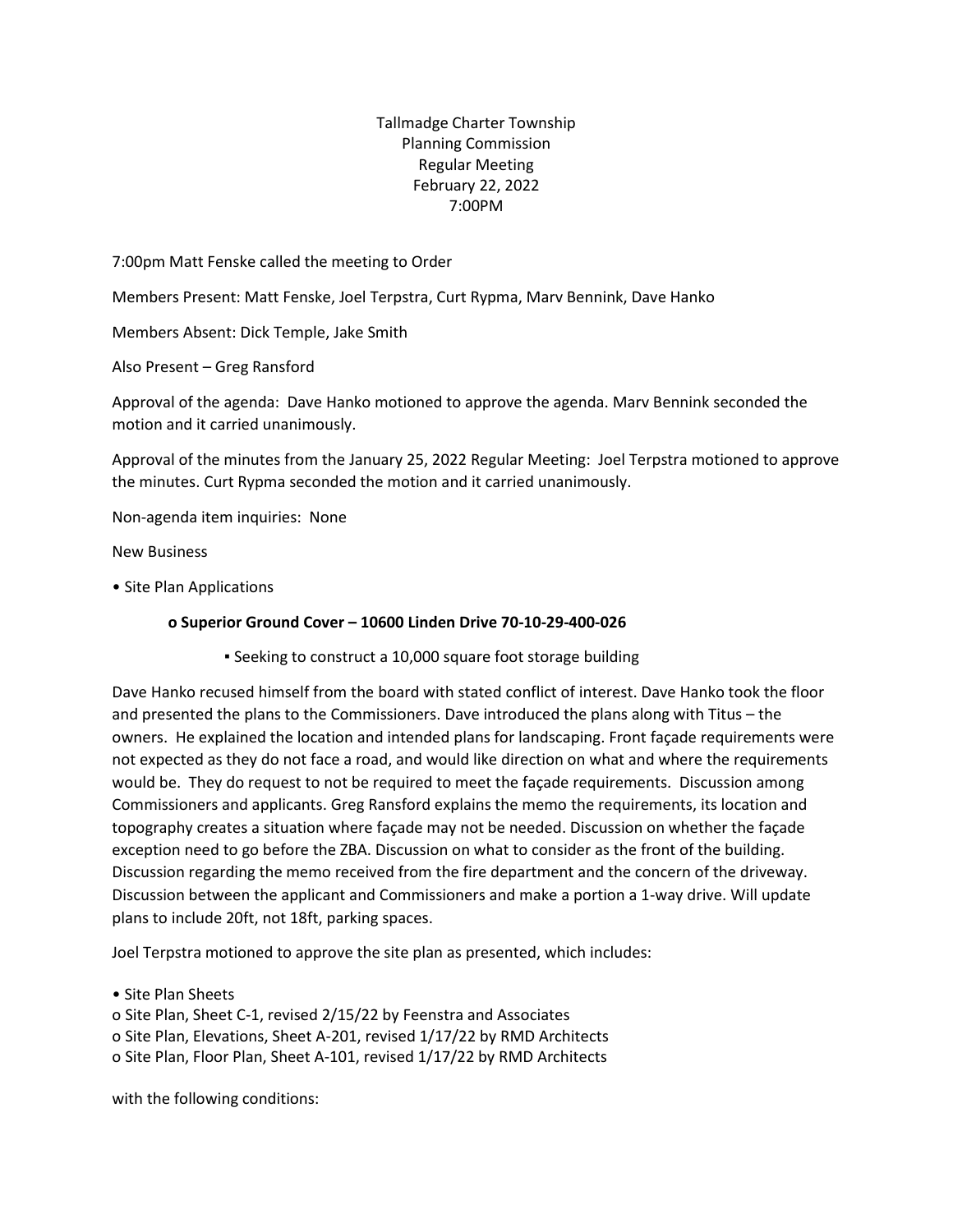Tallmadge Charter Township
Planning Commission
Regular Meeting
February 22, 2022
7:00PM

7:00pm Matt Fenske called the meeting to Order

Members Present: Matt Fenske, Joel Terpstra, Curt Rypma, Marv Bennink, Dave Hanko

Members Absent: Dick Temple, Jake Smith

Also Present – Greg Ransford

Approval of the agenda: Dave Hanko motioned to approve the agenda. Marv Bennink seconded the motion and it carried unanimously.

Approval of the minutes from the January 25, 2022 Regular Meeting: Joel Terpstra motioned to approve the minutes. Curt Rypma seconded the motion and it carried unanimously.

Non-agenda item inquiries: None

New Business

- Site Plan Applications
  - **Superior Ground Cover – 10600 Linden Drive 70-10-29-400-026**
    - Seeking to construct a 10,000 square foot storage building

Dave Hanko recused himself from the board with stated conflict of interest. Dave Hanko took the floor and presented the plans to the Commissioners. Dave introduced the plans along with Titus – the owners. He explained the location and intended plans for landscaping. Front façade requirements were not expected as they do not face a road, and would like direction on what and where the requirements would be. They do request to not be required to meet the façade requirements. Discussion among Commissioners and applicants. Greg Ransford explains the memo the requirements, its location and topography creates a situation where façade may not be needed. Discussion on whether the façade exception need to go before the ZBA. Discussion on what to consider as the front of the building. Discussion regarding the memo received from the fire department and the concern of the driveway. Discussion between the applicant and Commissioners and make a portion a 1-way drive. Will update plans to include 20ft, not 18ft, parking spaces.

Joel Terpstra motioned to approve the site plan as presented, which includes:

- Site Plan Sheets
  - Site Plan, Sheet C-1, revised 2/15/22 by Feenstra and Associates
  - Site Plan, Elevations, Sheet A-201, revised 1/17/22 by RMD Architects
  - Site Plan, Floor Plan, Sheet A-101, revised 1/17/22 by RMD Architects

with the following conditions: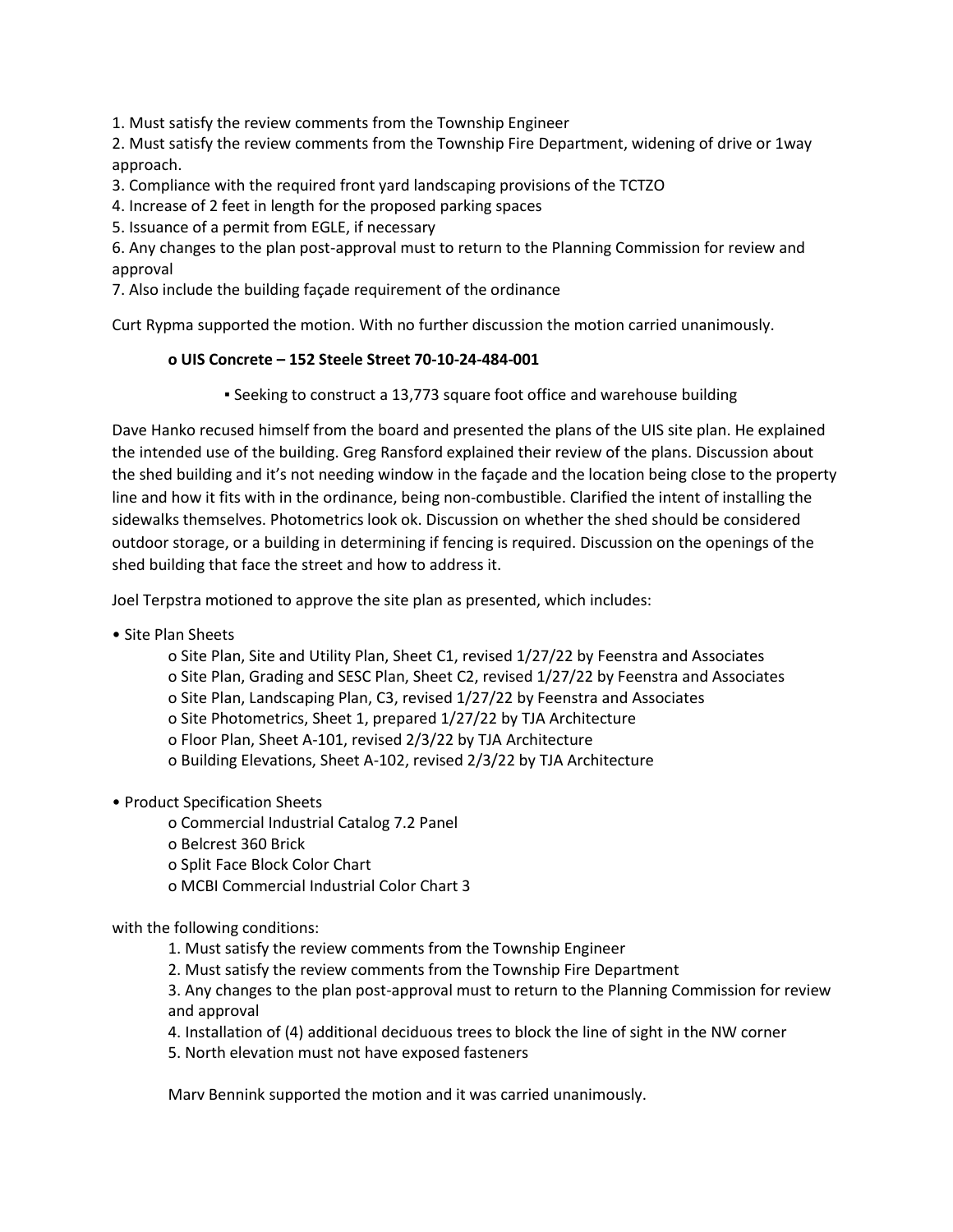1. Must satisfy the review comments from the Township Engineer
2. Must satisfy the review comments from the Township Fire Department, widening of drive or 1way approach.
3. Compliance with the required front yard landscaping provisions of the TCTZO
4. Increase of 2 feet in length for the proposed parking spaces
5. Issuance of a permit from EGLE, if necessary
6. Any changes to the plan post-approval must to return to the Planning Commission for review and approval
7. Also include the building façade requirement of the ordinance

Curt Rypma supported the motion. With no further discussion the motion carried unanimously.

- **UIS Concrete – 152 Steele Street 70-10-24-484-001**
  - Seeking to construct a 13,773 square foot office and warehouse building

Dave Hanko recused himself from the board and presented the plans of the UIS site plan. He explained the intended use of the building. Greg Ransford explained their review of the plans. Discussion about the shed building and it's not needing window in the façade and the location being close to the property line and how it fits with in the ordinance, being non-combustible. Clarified the intent of installing the sidewalks themselves. Photometrics look ok. Discussion on whether the shed should be considered outdoor storage, or a building in determining if fencing is required. Discussion on the openings of the shed building that face the street and how to address it.

Joel Terpstra motioned to approve the site plan as presented, which includes:

- Site Plan Sheets
  - Site Plan, Site and Utility Plan, Sheet C1, revised 1/27/22 by Feenstra and Associates
  - Site Plan, Grading and SESC Plan, Sheet C2, revised 1/27/22 by Feenstra and Associates
  - Site Plan, Landscaping Plan, C3, revised 1/27/22 by Feenstra and Associates
  - Site Photometrics, Sheet 1, prepared 1/27/22 by TJA Architecture
  - Floor Plan, Sheet A-101, revised 2/3/22 by TJA Architecture
  - Building Elevations, Sheet A-102, revised 2/3/22 by TJA Architecture
- Product Specification Sheets
  - Commercial Industrial Catalog 7.2 Panel
  - Belcrest 360 Brick
  - Split Face Block Color Chart
  - MCBI Commercial Industrial Color Chart 3

with the following conditions:

1. Must satisfy the review comments from the Township Engineer
2. Must satisfy the review comments from the Township Fire Department
3. Any changes to the plan post-approval must to return to the Planning Commission for review and approval
4. Installation of (4) additional deciduous trees to block the line of sight in the NW corner
5. North elevation must not have exposed fasteners

Marv Bennink supported the motion and it was carried unanimously.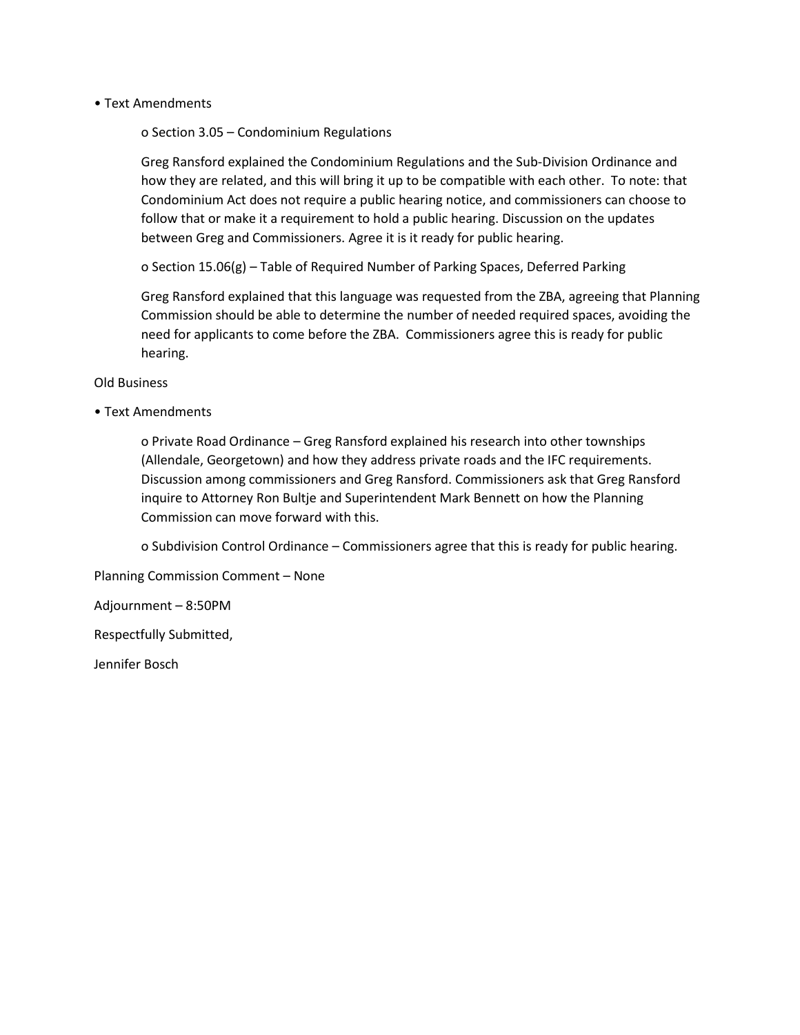- Text Amendments

  - Section 3.05 – Condominium Regulations

    Greg Ransford explained the Condominium Regulations and the Sub-Division Ordinance and how they are related, and this will bring it up to be compatible with each other. To note: that Condominium Act does not require a public hearing notice, and commissioners can choose to follow that or make it a requirement to hold a public hearing. Discussion on the updates between Greg and Commissioners. Agree it is it ready for public hearing.

  - Section 15.06(g) – Table of Required Number of Parking Spaces, Deferred Parking

    Greg Ransford explained that this language was requested from the ZBA, agreeing that Planning Commission should be able to determine the number of needed required spaces, avoiding the need for applicants to come before the ZBA. Commissioners agree this is ready for public hearing.

Old Business

- Text Amendments

  - Private Road Ordinance – Greg Ransford explained his research into other townships (Allendale, Georgetown) and how they address private roads and the IFC requirements. Discussion among commissioners and Greg Ransford. Commissioners ask that Greg Ransford inquire to Attorney Ron Bultje and Superintendent Mark Bennett on how the Planning Commission can move forward with this.

  - Subdivision Control Ordinance – Commissioners agree that this is ready for public hearing.

Planning Commission Comment – None

Adjournment – 8:50PM

Respectfully Submitted,

Jennifer Bosch